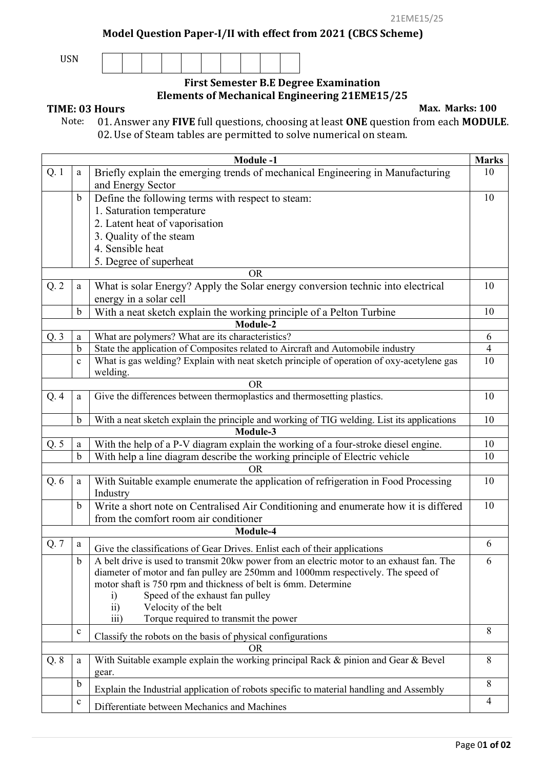21EME15/25

## Model Question Paper-I/II with effect from 2021 (CBCS Scheme)

USN | | | | | | | | | | |

### First Semester B.E Degree Examination
### Elements of Mechanical Engineering 21EME15/25

**TIME: 03 Hours** **Max. Marks: 100**

Note: 01. Answer any **FIVE** full questions, choosing at least **ONE** question from each **MODULE**.
02. Use of Steam tables are permitted to solve numerical on steam.

| | | **Module -1** | **Marks** |
|---|---|---|---|
| Q. 1 | a | Briefly explain the emerging trends of mechanical Engineering in Manufacturing and Energy Sector | 10 |
| | b | Define the following terms with respect to steam:<br>1. Saturation temperature<br>2. Latent heat of vaporisation<br>3. Quality of the steam<br>4. Sensible heat<br>5. Degree of superheat | 10 |
| | | OR | |
| Q. 2 | a | What is solar Energy? Apply the Solar energy conversion technic into electrical energy in a solar cell | 10 |
| | b | With a neat sketch explain the working principle of a Pelton Turbine | 10 |
| | | **Module-2** | |
| Q. 3 | a | What are polymers? What are its characteristics? | 6 |
| | b | State the application of Composites related to Aircraft and Automobile industry | 4 |
| | c | What is gas welding? Explain with neat sketch principle of operation of oxy-acetylene gas welding. | 10 |
| | | OR | |
| Q. 4 | a | Give the differences between thermoplastics and thermosetting plastics. | 10 |
| | b | With a neat sketch explain the principle and working of TIG welding. List its applications | 10 |
| | | **Module-3** | |
| Q. 5 | a | With the help of a P-V diagram explain the working of a four-stroke diesel engine. | 10 |
| | b | With help a line diagram describe the working principle of Electric vehicle | 10 |
| | | OR | |
| Q. 6 | a | With Suitable example enumerate the application of refrigeration in Food Processing Industry | 10 |
| | b | Write a short note on Centralised Air Conditioning and enumerate how it is differed from the comfort room air conditioner | 10 |
| | | **Module-4** | |
| Q. 7 | a | Give the classifications of Gear Drives. Enlist each of their applications | 6 |
| | b | A belt drive is used to transmit 20kw power from an electric motor to an exhaust fan. The diameter of motor and fan pulley are 250mm and 1000mm respectively. The speed of motor shaft is 750 rpm and thickness of belt is 6mm. Determine<br>i) Speed of the exhaust fan pulley<br>ii) Velocity of the belt<br>iii) Torque required to transmit the power | 6 |
| | c | Classify the robots on the basis of physical configurations | 8 |
| | | OR | |
| Q. 8 | a | With Suitable example explain the working principal Rack & pinion and Gear & Bevel gear. | 8 |
| | b | Explain the Industrial application of robots specific to material handling and Assembly | 8 |
| | c | Differentiate between Mechanics and Machines | 4 |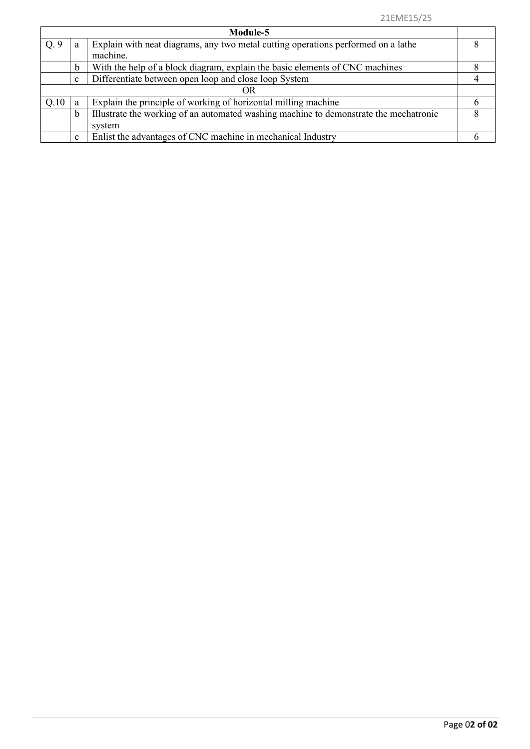| Module-5 | | | |
|---|---|---|---|
| Q. 9 | a | Explain with neat diagrams, any two metal cutting operations performed on a lathe machine. | 8 |
| | b | With the help of a block diagram, explain the basic elements of CNC machines | 8 |
| | c | Differentiate between open loop and close loop System | 4 |
| | | OR | |
| Q.10 | a | Explain the principle of working of horizontal milling machine | 6 |
| | b | Illustrate the working of an automated washing machine to demonstrate the mechatronic system | 8 |
| | c | Enlist the advantages of CNC machine in mechanical Industry | 6 |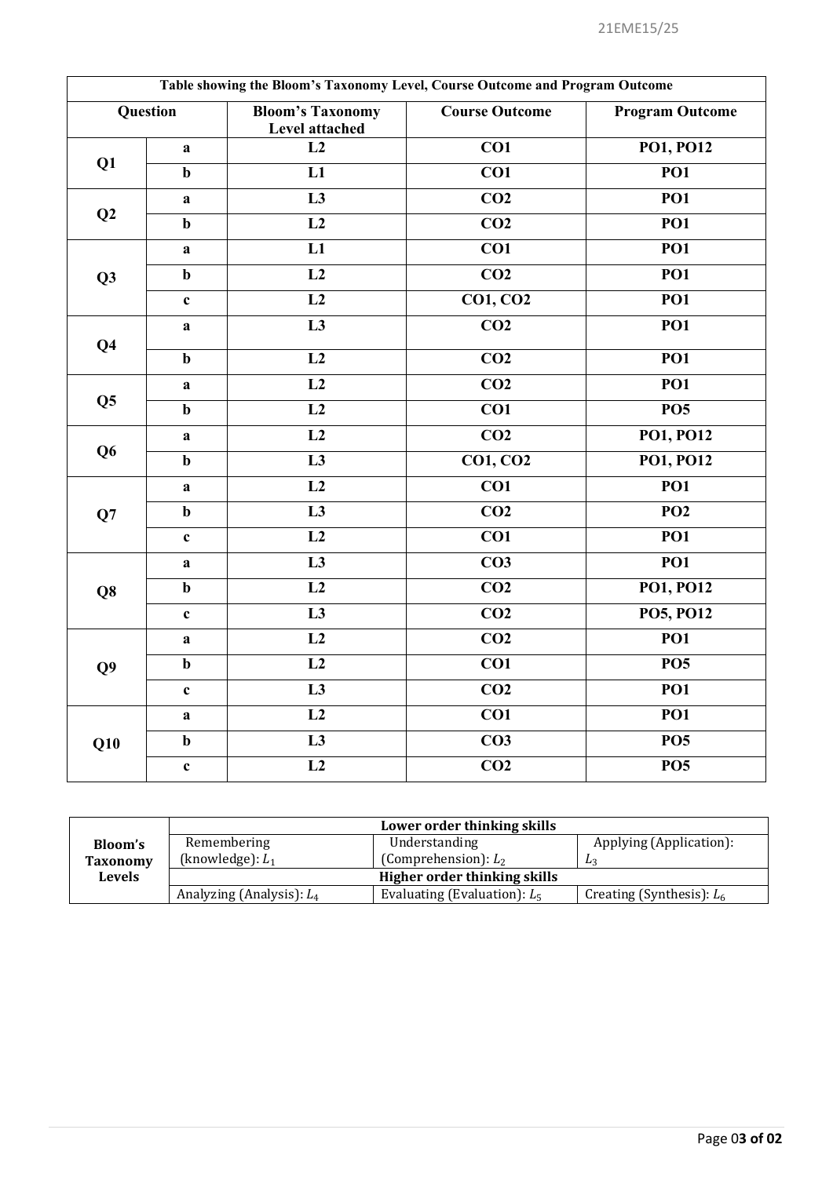| Table showing the Bloom's Taxonomy Level, Course Outcome and Program Outcome | | | | |
|---|---|---|---|---|
| **Question** | | **Bloom's Taxonomy Level attached** | **Course Outcome** | **Program Outcome** |
| **Q1** | **a** | **L2** | **CO1** | **PO1, PO12** |
| | **b** | **L1** | **CO1** | **PO1** |
| **Q2** | **a** | **L3** | **CO2** | **PO1** |
| | **b** | **L2** | **CO2** | **PO1** |
| **Q3** | **a** | **L1** | **CO1** | **PO1** |
| | **b** | **L2** | **CO2** | **PO1** |
| | **c** | **L2** | **CO1, CO2** | **PO1** |
| **Q4** | **a** | **L3** | **CO2** | **PO1** |
| | **b** | **L2** | **CO2** | **PO1** |
| **Q5** | **a** | **L2** | **CO2** | **PO1** |
| | **b** | **L2** | **CO1** | **PO5** |
| **Q6** | **a** | **L2** | **CO2** | **PO1, PO12** |
| | **b** | **L3** | **CO1, CO2** | **PO1, PO12** |
| **Q7** | **a** | **L2** | **CO1** | **PO1** |
| | **b** | **L3** | **CO2** | **PO2** |
| | **c** | **L2** | **CO1** | **PO1** |
| **Q8** | **a** | **L3** | **CO3** | **PO1** |
| | **b** | **L2** | **CO2** | **PO1, PO12** |
| | **c** | **L3** | **CO2** | **PO5, PO12** |
| **Q9** | **a** | **L2** | **CO2** | **PO1** |
| | **b** | **L2** | **CO1** | **PO5** |
| | **c** | **L3** | **CO2** | **PO1** |
| **Q10** | **a** | **L2** | **CO1** | **PO1** |
| | **b** | **L3** | **CO3** | **PO5** |
| | **c** | **L2** | **CO2** | **PO5** |

| | | | |
|---|---|---|---|
| **Bloom's Taxonomy Levels** | **Lower order thinking skills** | | |
| | Remembering (knowledge): $L_1$ | Understanding (Comprehension): $L_2$ | Applying (Application): $L_3$ |
| | **Higher order thinking skills** | | |
| | Analyzing (Analysis): $L_4$ | Evaluating (Evaluation): $L_5$ | Creating (Synthesis): $L_6$ |